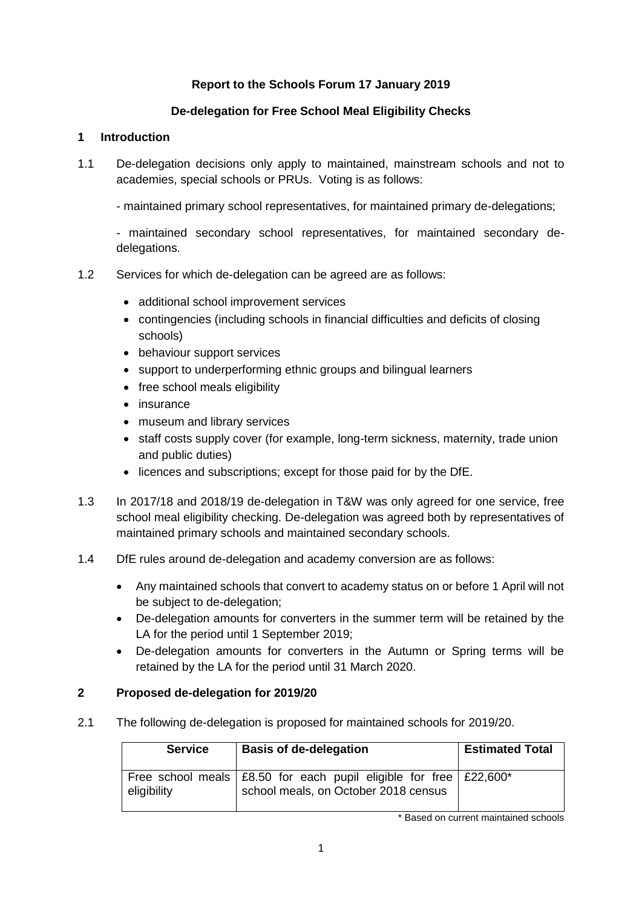**Report to the Schools Forum 17 January 2019**

**De-delegation for Free School Meal Eligibility Checks**

## 1 Introduction

1.1 De-delegation decisions only apply to maintained, mainstream schools and not to academies, special schools or PRUs. Voting is as follows:

- maintained primary school representatives, for maintained primary de-delegations;

- maintained secondary school representatives, for maintained secondary de-delegations.

1.2 Services for which de-delegation can be agreed are as follows:

- additional school improvement services
- contingencies (including schools in financial difficulties and deficits of closing schools)
- behaviour support services
- support to underperforming ethnic groups and bilingual learners
- free school meals eligibility
- insurance
- museum and library services
- staff costs supply cover (for example, long-term sickness, maternity, trade union and public duties)
- licences and subscriptions; except for those paid for by the DfE.

1.3 In 2017/18 and 2018/19 de-delegation in T&W was only agreed for one service, free school meal eligibility checking. De-delegation was agreed both by representatives of maintained primary schools and maintained secondary schools.

1.4 DfE rules around de-delegation and academy conversion are as follows:

- Any maintained schools that convert to academy status on or before 1 April will not be subject to de-delegation;
- De-delegation amounts for converters in the summer term will be retained by the LA for the period until 1 September 2019;
- De-delegation amounts for converters in the Autumn or Spring terms will be retained by the LA for the period until 31 March 2020.

## 2 Proposed de-delegation for 2019/20

2.1 The following de-delegation is proposed for maintained schools for 2019/20.

| Service | Basis of de-delegation | Estimated Total |
|---|---|---|
| Free school meals eligibility | £8.50 for each pupil eligible for free school meals, on October 2018 census | £22,600* |

\* Based on current maintained schools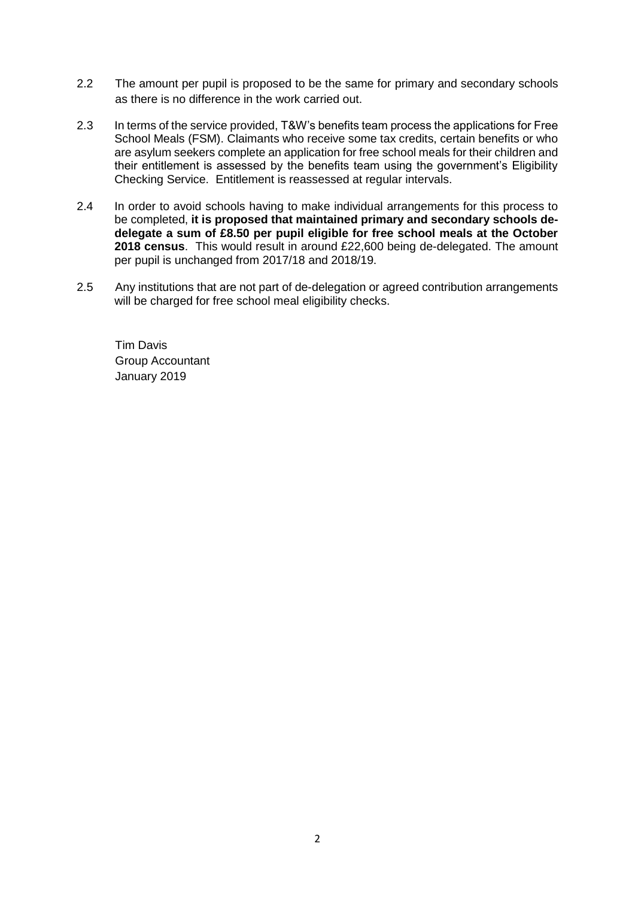2.2 The amount per pupil is proposed to be the same for primary and secondary schools as there is no difference in the work carried out.

2.3 In terms of the service provided, T&W's benefits team process the applications for Free School Meals (FSM). Claimants who receive some tax credits, certain benefits or who are asylum seekers complete an application for free school meals for their children and their entitlement is assessed by the benefits team using the government's Eligibility Checking Service. Entitlement is reassessed at regular intervals.

2.4 In order to avoid schools having to make individual arrangements for this process to be completed, **it is proposed that maintained primary and secondary schools de-delegate a sum of £8.50 per pupil eligible for free school meals at the October 2018 census**. This would result in around £22,600 being de-delegated. The amount per pupil is unchanged from 2017/18 and 2018/19.

2.5 Any institutions that are not part of de-delegation or agreed contribution arrangements will be charged for free school meal eligibility checks.

Tim Davis
Group Accountant
January 2019